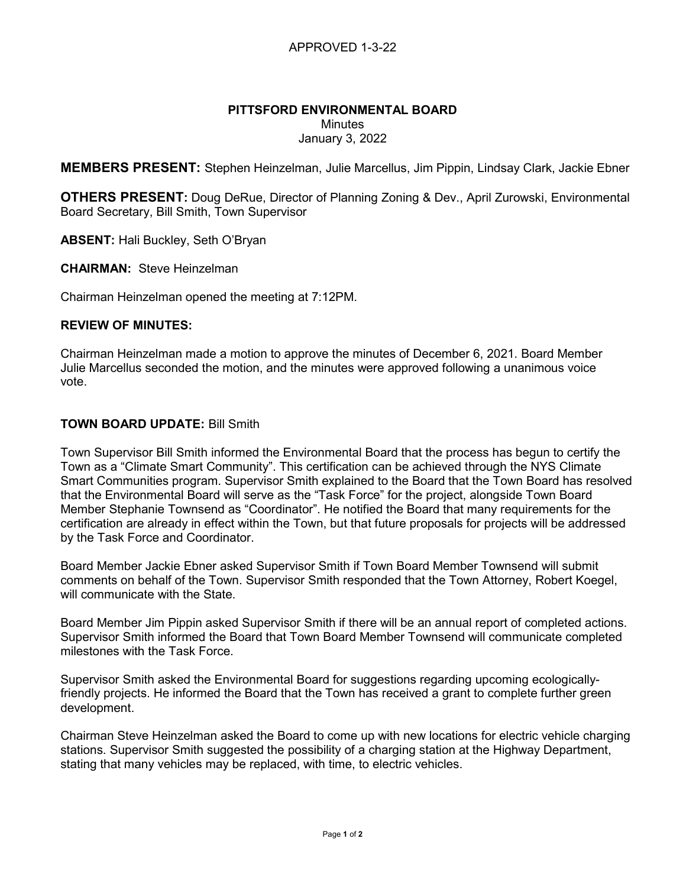APPROVED 1-3-22

# PITTSFORD ENVIRONMENTAL BOARD

Minutes
January 3, 2022

**MEMBERS PRESENT:** Stephen Heinzelman, Julie Marcellus, Jim Pippin, Lindsay Clark, Jackie Ebner

**OTHERS PRESENT:** Doug DeRue, Director of Planning Zoning & Dev., April Zurowski, Environmental Board Secretary, Bill Smith, Town Supervisor

**ABSENT:** Hali Buckley, Seth O'Bryan

**CHAIRMAN:** Steve Heinzelman

Chairman Heinzelman opened the meeting at 7:12PM.

**REVIEW OF MINUTES:**

Chairman Heinzelman made a motion to approve the minutes of December 6, 2021. Board Member Julie Marcellus seconded the motion, and the minutes were approved following a unanimous voice vote.

**TOWN BOARD UPDATE:** Bill Smith

Town Supervisor Bill Smith informed the Environmental Board that the process has begun to certify the Town as a "Climate Smart Community". This certification can be achieved through the NYS Climate Smart Communities program. Supervisor Smith explained to the Board that the Town Board has resolved that the Environmental Board will serve as the "Task Force" for the project, alongside Town Board Member Stephanie Townsend as "Coordinator". He notified the Board that many requirements for the certification are already in effect within the Town, but that future proposals for projects will be addressed by the Task Force and Coordinator.

Board Member Jackie Ebner asked Supervisor Smith if Town Board Member Townsend will submit comments on behalf of the Town. Supervisor Smith responded that the Town Attorney, Robert Koegel, will communicate with the State.

Board Member Jim Pippin asked Supervisor Smith if there will be an annual report of completed actions. Supervisor Smith informed the Board that Town Board Member Townsend will communicate completed milestones with the Task Force.

Supervisor Smith asked the Environmental Board for suggestions regarding upcoming ecologically-friendly projects. He informed the Board that the Town has received a grant to complete further green development.

Chairman Steve Heinzelman asked the Board to come up with new locations for electric vehicle charging stations. Supervisor Smith suggested the possibility of a charging station at the Highway Department, stating that many vehicles may be replaced, with time, to electric vehicles.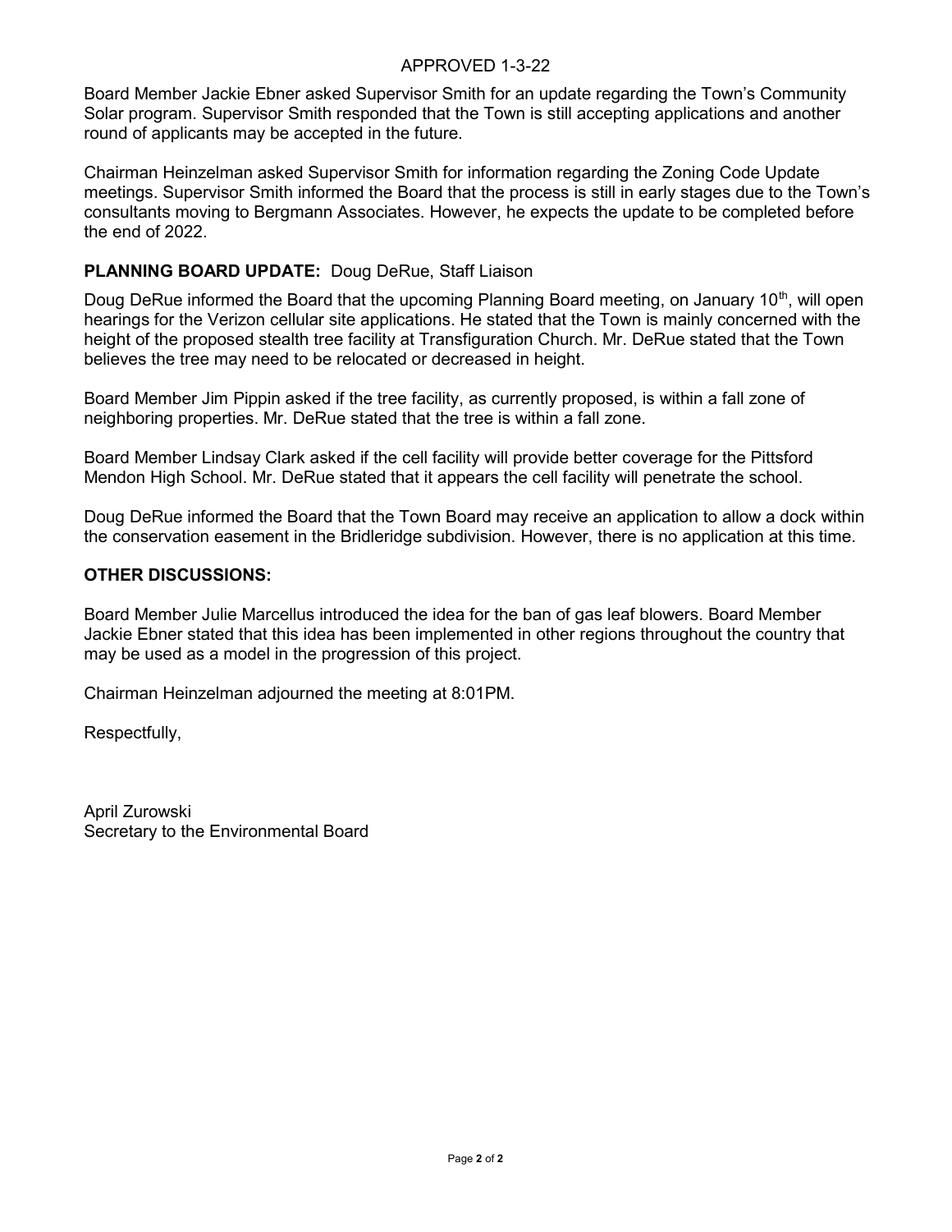APPROVED 1-3-22

Board Member Jackie Ebner asked Supervisor Smith for an update regarding the Town's Community Solar program. Supervisor Smith responded that the Town is still accepting applications and another round of applicants may be accepted in the future.

Chairman Heinzelman asked Supervisor Smith for information regarding the Zoning Code Update meetings. Supervisor Smith informed the Board that the process is still in early stages due to the Town's consultants moving to Bergmann Associates. However, he expects the update to be completed before the end of 2022.

**PLANNING BOARD UPDATE:** Doug DeRue, Staff Liaison

Doug DeRue informed the Board that the upcoming Planning Board meeting, on January 10th, will open hearings for the Verizon cellular site applications. He stated that the Town is mainly concerned with the height of the proposed stealth tree facility at Transfiguration Church. Mr. DeRue stated that the Town believes the tree may need to be relocated or decreased in height.

Board Member Jim Pippin asked if the tree facility, as currently proposed, is within a fall zone of neighboring properties. Mr. DeRue stated that the tree is within a fall zone.

Board Member Lindsay Clark asked if the cell facility will provide better coverage for the Pittsford Mendon High School. Mr. DeRue stated that it appears the cell facility will penetrate the school.

Doug DeRue informed the Board that the Town Board may receive an application to allow a dock within the conservation easement in the Bridleridge subdivision. However, there is no application at this time.

**OTHER DISCUSSIONS:**

Board Member Julie Marcellus introduced the idea for the ban of gas leaf blowers. Board Member Jackie Ebner stated that this idea has been implemented in other regions throughout the country that may be used as a model in the progression of this project.

Chairman Heinzelman adjourned the meeting at 8:01PM.

Respectfully,

April Zurowski
Secretary to the Environmental Board